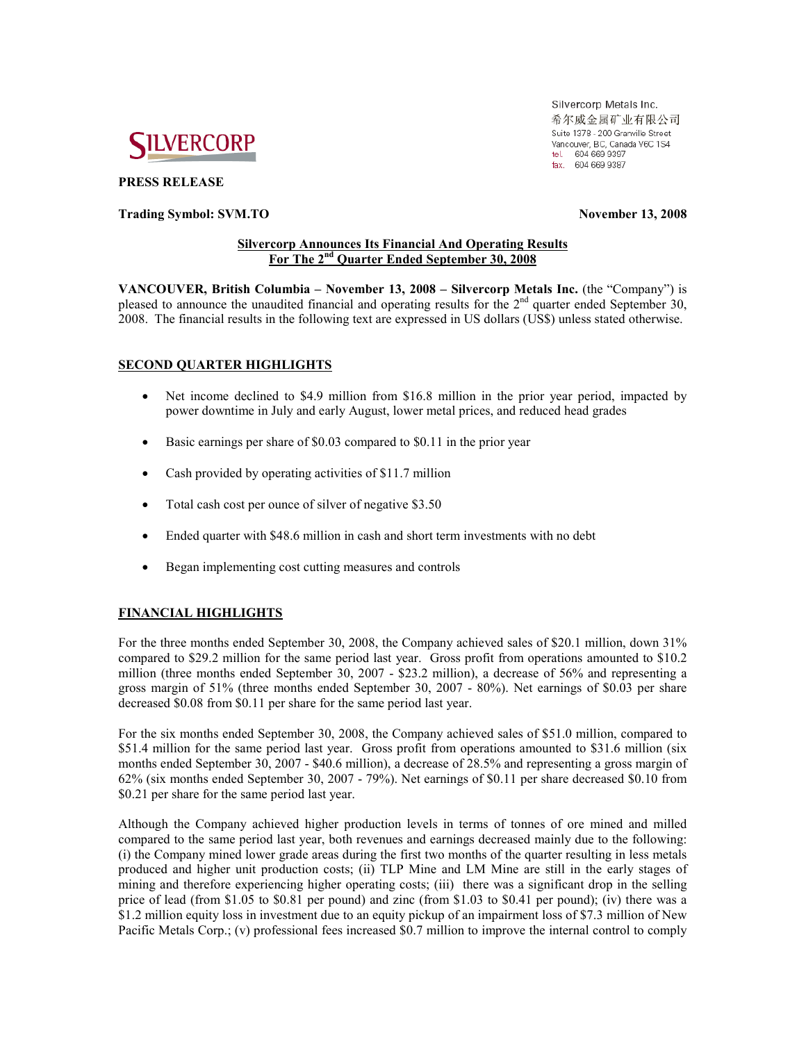SILVERCORP

Silvercorp Metals Inc.
希尔威金属矿业有限公司
Suite 1378 - 200 Granville Street
Vancouver, BC, Canada V6C 1S4
tel. 604 669 9397
fax. 604 669 9387

**PRESS RELEASE**

**Trading Symbol: SVM.TO** **November 13, 2008**

## Silvercorp Announces Its Financial And Operating Results For The 2nd Quarter Ended September 30, 2008

**VANCOUVER, British Columbia – November 13, 2008 – Silvercorp Metals Inc.** (the "Company") is pleased to announce the unaudited financial and operating results for the 2nd quarter ended September 30, 2008. The financial results in the following text are expressed in US dollars (US$) unless stated otherwise.

### SECOND QUARTER HIGHLIGHTS

- Net income declined to $4.9 million from $16.8 million in the prior year period, impacted by power downtime in July and early August, lower metal prices, and reduced head grades
- Basic earnings per share of $0.03 compared to $0.11 in the prior year
- Cash provided by operating activities of $11.7 million
- Total cash cost per ounce of silver of negative $3.50
- Ended quarter with $48.6 million in cash and short term investments with no debt
- Began implementing cost cutting measures and controls

### FINANCIAL HIGHLIGHTS

For the three months ended September 30, 2008, the Company achieved sales of $20.1 million, down 31% compared to $29.2 million for the same period last year. Gross profit from operations amounted to $10.2 million (three months ended September 30, 2007 - $23.2 million), a decrease of 56% and representing a gross margin of 51% (three months ended September 30, 2007 - 80%). Net earnings of $0.03 per share decreased $0.08 from $0.11 per share for the same period last year.

For the six months ended September 30, 2008, the Company achieved sales of $51.0 million, compared to $51.4 million for the same period last year. Gross profit from operations amounted to $31.6 million (six months ended September 30, 2007 - $40.6 million), a decrease of 28.5% and representing a gross margin of 62% (six months ended September 30, 2007 - 79%). Net earnings of $0.11 per share decreased $0.10 from $0.21 per share for the same period last year.

Although the Company achieved higher production levels in terms of tonnes of ore mined and milled compared to the same period last year, both revenues and earnings decreased mainly due to the following: (i) the Company mined lower grade areas during the first two months of the quarter resulting in less metals produced and higher unit production costs; (ii) TLP Mine and LM Mine are still in the early stages of mining and therefore experiencing higher operating costs; (iii) there was a significant drop in the selling price of lead (from $1.05 to $0.81 per pound) and zinc (from $1.03 to $0.41 per pound); (iv) there was a $1.2 million equity loss in investment due to an equity pickup of an impairment loss of $7.3 million of New Pacific Metals Corp.; (v) professional fees increased $0.7 million to improve the internal control to comply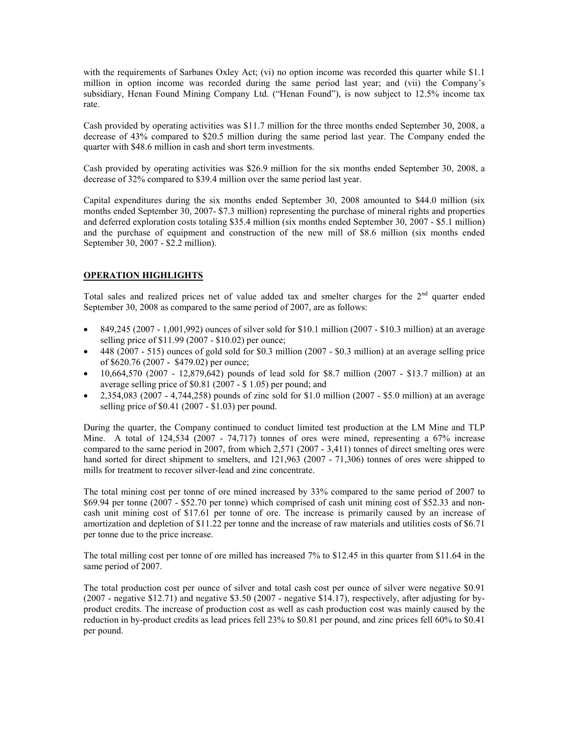with the requirements of Sarbanes Oxley Act; (vi) no option income was recorded this quarter while $1.1 million in option income was recorded during the same period last year; and (vii) the Company's subsidiary, Henan Found Mining Company Ltd. ("Henan Found"), is now subject to 12.5% income tax rate.

Cash provided by operating activities was $11.7 million for the three months ended September 30, 2008, a decrease of 43% compared to $20.5 million during the same period last year. The Company ended the quarter with $48.6 million in cash and short term investments.

Cash provided by operating activities was $26.9 million for the six months ended September 30, 2008, a decrease of 32% compared to $39.4 million over the same period last year.

Capital expenditures during the six months ended September 30, 2008 amounted to $44.0 million (six months ended September 30, 2007- $7.3 million) representing the purchase of mineral rights and properties and deferred exploration costs totaling $35.4 million (six months ended September 30, 2007 - $5.1 million) and the purchase of equipment and construction of the new mill of $8.6 million (six months ended September 30, 2007 - $2.2 million).

## OPERATION HIGHLIGHTS

Total sales and realized prices net of value added tax and smelter charges for the 2nd quarter ended September 30, 2008 as compared to the same period of 2007, are as follows:

- 849,245 (2007 - 1,001,992) ounces of silver sold for $10.1 million (2007 - $10.3 million) at an average selling price of $11.99 (2007 - $10.02) per ounce;
- 448 (2007 - 515) ounces of gold sold for $0.3 million (2007 - $0.3 million) at an average selling price of $620.76 (2007 - $479.02) per ounce;
- 10,664,570 (2007 - 12,879,642) pounds of lead sold for $8.7 million (2007 - $13.7 million) at an average selling price of $0.81 (2007 - $ 1.05) per pound; and
- 2,354,083 (2007 - 4,744,258) pounds of zinc sold for $1.0 million (2007 - $5.0 million) at an average selling price of $0.41 (2007 - $1.03) per pound.

During the quarter, the Company continued to conduct limited test production at the LM Mine and TLP Mine. A total of 124,534 (2007 - 74,717) tonnes of ores were mined, representing a 67% increase compared to the same period in 2007, from which 2,571 (2007 - 3,411) tonnes of direct smelting ores were hand sorted for direct shipment to smelters, and 121,963 (2007 - 71,306) tonnes of ores were shipped to mills for treatment to recover silver-lead and zinc concentrate.

The total mining cost per tonne of ore mined increased by 33% compared to the same period of 2007 to $69.94 per tonne (2007 - $52.70 per tonne) which comprised of cash unit mining cost of $52.33 and non-cash unit mining cost of $17.61 per tonne of ore. The increase is primarily caused by an increase of amortization and depletion of $11.22 per tonne and the increase of raw materials and utilities costs of $6.71 per tonne due to the price increase.

The total milling cost per tonne of ore milled has increased 7% to $12.45 in this quarter from $11.64 in the same period of 2007.

The total production cost per ounce of silver and total cash cost per ounce of silver were negative $0.91 (2007 - negative $12.71) and negative $3.50 (2007 - negative $14.17), respectively, after adjusting for by-product credits. The increase of production cost as well as cash production cost was mainly caused by the reduction in by-product credits as lead prices fell 23% to $0.81 per pound, and zinc prices fell 60% to $0.41 per pound.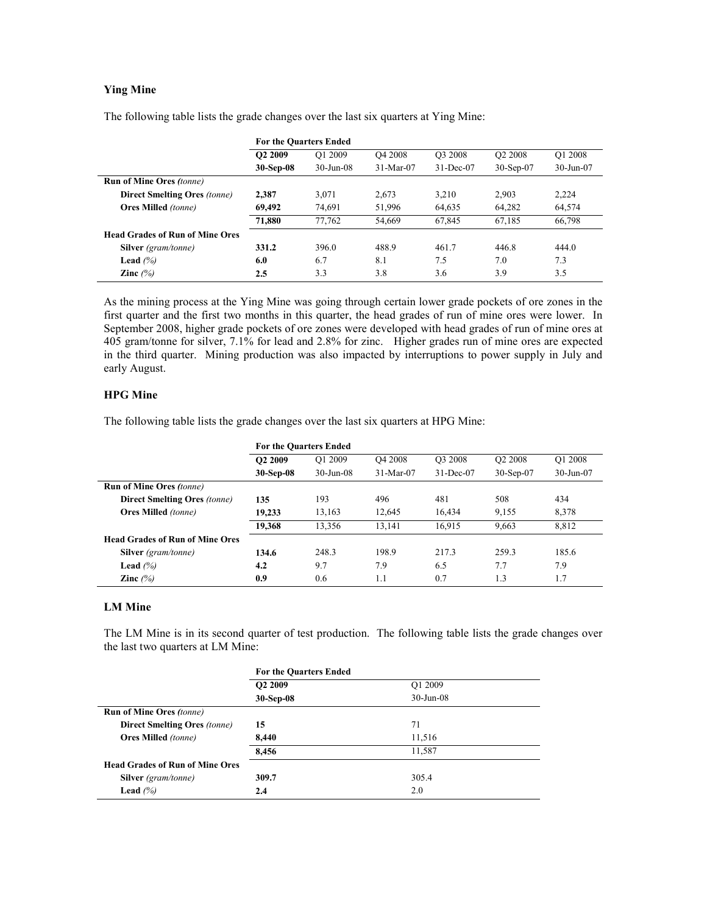### Ying Mine

The following table lists the grade changes over the last six quarters at Ying Mine:

| | For the Quarters Ended | | | | | |
|---|---|---|---|---|---|---|
| | **Q2 2009** | Q1 2009 | Q4 2008 | Q3 2008 | Q2 2008 | Q1 2008 |
| | **30-Sep-08** | 30-Jun-08 | 31-Mar-07 | 31-Dec-07 | 30-Sep-07 | 30-Jun-07 |
| **Run of Mine Ores** *(tonne)* | | | | | | |
| **Direct Smelting Ores** *(tonne)* | **2,387** | 3,071 | 2,673 | 3,210 | 2,903 | 2,224 |
| **Ores Milled** *(tonne)* | **69,492** | 74,691 | 51,996 | 64,635 | 64,282 | 64,574 |
| | **71,880** | 77,762 | 54,669 | 67,845 | 67,185 | 66,798 |
| **Head Grades of Run of Mine Ores** | | | | | | |
| **Silver** *(gram/tonne)* | **331.2** | 396.0 | 488.9 | 461.7 | 446.8 | 444.0 |
| **Lead** *(%)* | **6.0** | 6.7 | 8.1 | 7.5 | 7.0 | 7.3 |
| **Zinc** *(%)* | **2.5** | 3.3 | 3.8 | 3.6 | 3.9 | 3.5 |

As the mining process at the Ying Mine was going through certain lower grade pockets of ore zones in the first quarter and the first two months in this quarter, the head grades of run of mine ores were lower. In September 2008, higher grade pockets of ore zones were developed with head grades of run of mine ores at 405 gram/tonne for silver, 7.1% for lead and 2.8% for zinc. Higher grades run of mine ores are expected in the third quarter. Mining production was also impacted by interruptions to power supply in July and early August.

### HPG Mine

The following table lists the grade changes over the last six quarters at HPG Mine:

| | For the Quarters Ended | | | | | |
|---|---|---|---|---|---|---|
| | **Q2 2009** | Q1 2009 | Q4 2008 | Q3 2008 | Q2 2008 | Q1 2008 |
| | **30-Sep-08** | 30-Jun-08 | 31-Mar-07 | 31-Dec-07 | 30-Sep-07 | 30-Jun-07 |
| **Run of Mine Ores** *(tonne)* | | | | | | |
| **Direct Smelting Ores** *(tonne)* | **135** | 193 | 496 | 481 | 508 | 434 |
| **Ores Milled** *(tonne)* | **19,233** | 13,163 | 12,645 | 16,434 | 9,155 | 8,378 |
| | **19,368** | 13,356 | 13,141 | 16,915 | 9,663 | 8,812 |
| **Head Grades of Run of Mine Ores** | | | | | | |
| **Silver** *(gram/tonne)* | **134.6** | 248.3 | 198.9 | 217.3 | 259.3 | 185.6 |
| **Lead** *(%)* | **4.2** | 9.7 | 7.9 | 6.5 | 7.7 | 7.9 |
| **Zinc** *(%)* | **0.9** | 0.6 | 1.1 | 0.7 | 1.3 | 1.7 |

### LM Mine

The LM Mine is in its second quarter of test production. The following table lists the grade changes over the last two quarters at LM Mine:

| | For the Quarters Ended | |
|---|---|---|
| | **Q2 2009** | Q1 2009 |
| | **30-Sep-08** | 30-Jun-08 |
| **Run of Mine Ores** *(tonne)* | | |
| **Direct Smelting Ores** *(tonne)* | **15** | 71 |
| **Ores Milled** *(tonne)* | **8,440** | 11,516 |
| | **8,456** | 11,587 |
| **Head Grades of Run of Mine Ores** | | |
| **Silver** *(gram/tonne)* | **309.7** | 305.4 |
| **Lead** *(%)* | **2.4** | 2.0 |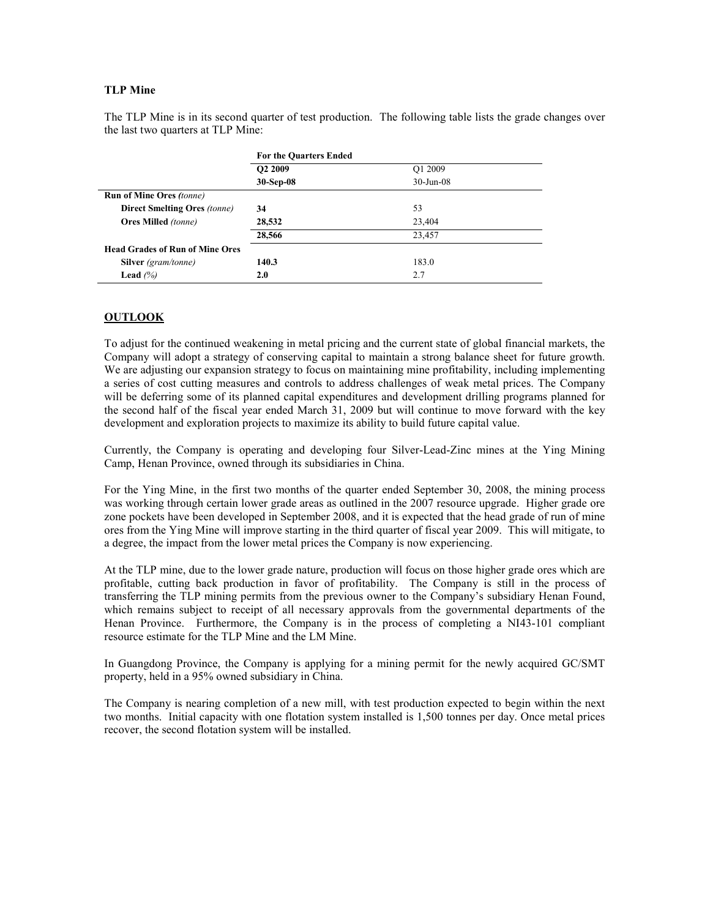**TLP Mine**

The TLP Mine is in its second quarter of test production. The following table lists the grade changes over the last two quarters at TLP Mine:

| | For the Quarters Ended | |
|---|---|---|
| | **Q2 2009** | Q1 2009 |
| | **30-Sep-08** | 30-Jun-08 |
| **Run of Mine Ores** *(tonne)* | | |
| **Direct Smelting Ores** *(tonne)* | **34** | 53 |
| **Ores Milled** *(tonne)* | **28,532** | 23,404 |
| | **28,566** | 23,457 |
| **Head Grades of Run of Mine Ores** | | |
| **Silver** *(gram/tonne)* | **140.3** | 183.0 |
| **Lead** *(%)* | **2.0** | 2.7 |

## OUTLOOK

To adjust for the continued weakening in metal pricing and the current state of global financial markets, the Company will adopt a strategy of conserving capital to maintain a strong balance sheet for future growth. We are adjusting our expansion strategy to focus on maintaining mine profitability, including implementing a series of cost cutting measures and controls to address challenges of weak metal prices. The Company will be deferring some of its planned capital expenditures and development drilling programs planned for the second half of the fiscal year ended March 31, 2009 but will continue to move forward with the key development and exploration projects to maximize its ability to build future capital value.

Currently, the Company is operating and developing four Silver-Lead-Zinc mines at the Ying Mining Camp, Henan Province, owned through its subsidiaries in China.

For the Ying Mine, in the first two months of the quarter ended September 30, 2008, the mining process was working through certain lower grade areas as outlined in the 2007 resource upgrade. Higher grade ore zone pockets have been developed in September 2008, and it is expected that the head grade of run of mine ores from the Ying Mine will improve starting in the third quarter of fiscal year 2009. This will mitigate, to a degree, the impact from the lower metal prices the Company is now experiencing.

At the TLP mine, due to the lower grade nature, production will focus on those higher grade ores which are profitable, cutting back production in favor of profitability. The Company is still in the process of transferring the TLP mining permits from the previous owner to the Company's subsidiary Henan Found, which remains subject to receipt of all necessary approvals from the governmental departments of the Henan Province. Furthermore, the Company is in the process of completing a NI43-101 compliant resource estimate for the TLP Mine and the LM Mine.

In Guangdong Province, the Company is applying for a mining permit for the newly acquired GC/SMT property, held in a 95% owned subsidiary in China.

The Company is nearing completion of a new mill, with test production expected to begin within the next two months. Initial capacity with one flotation system installed is 1,500 tonnes per day. Once metal prices recover, the second flotation system will be installed.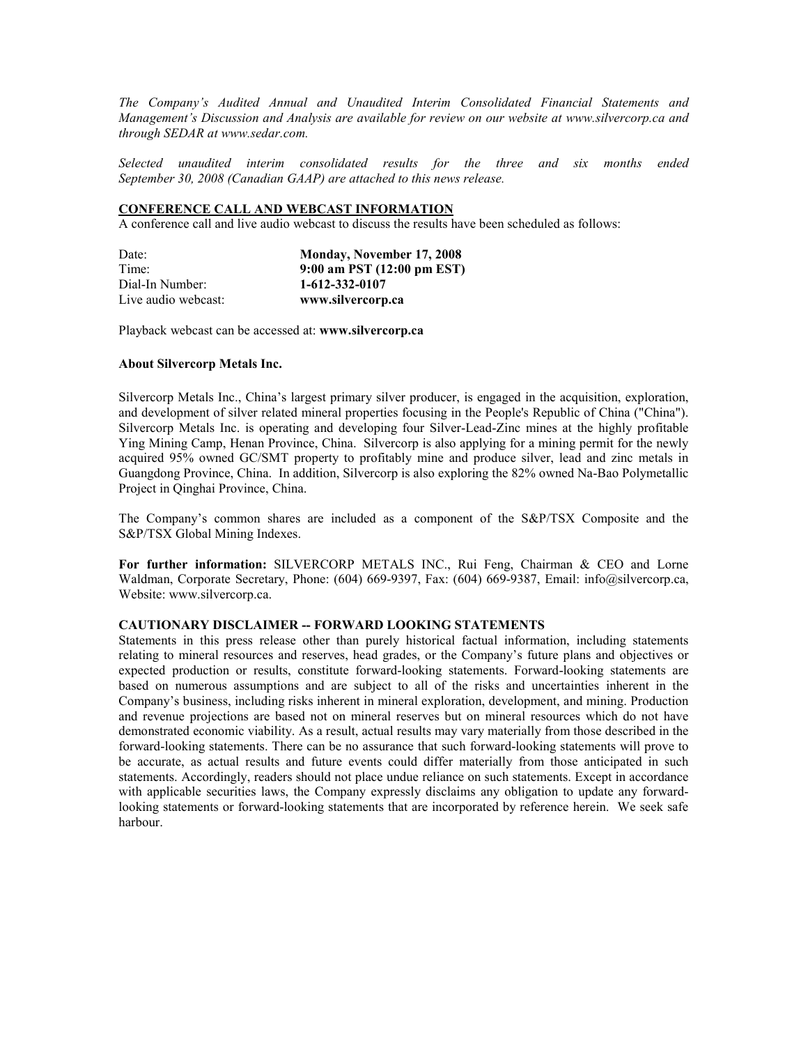*The Company's Audited Annual and Unaudited Interim Consolidated Financial Statements and Management's Discussion and Analysis are available for review on our website at www.silvercorp.ca and through SEDAR at www.sedar.com.*

*Selected unaudited interim consolidated results for the three and six months ended September 30, 2008 (Canadian GAAP) are attached to this news release.*

## CONFERENCE CALL AND WEBCAST INFORMATION

A conference call and live audio webcast to discuss the results have been scheduled as follows:

| | |
|---|---|
| Date: | **Monday, November 17, 2008** |
| Time: | **9:00 am PST (12:00 pm EST)** |
| Dial-In Number: | **1-612-332-0107** |
| Live audio webcast: | **www.silvercorp.ca** |

Playback webcast can be accessed at: **www.silvercorp.ca**

### About Silvercorp Metals Inc.

Silvercorp Metals Inc., China's largest primary silver producer, is engaged in the acquisition, exploration, and development of silver related mineral properties focusing in the People's Republic of China ("China"). Silvercorp Metals Inc. is operating and developing four Silver-Lead-Zinc mines at the highly profitable Ying Mining Camp, Henan Province, China. Silvercorp is also applying for a mining permit for the newly acquired 95% owned GC/SMT property to profitably mine and produce silver, lead and zinc metals in Guangdong Province, China. In addition, Silvercorp is also exploring the 82% owned Na-Bao Polymetallic Project in Qinghai Province, China.

The Company's common shares are included as a component of the S&P/TSX Composite and the S&P/TSX Global Mining Indexes.

**For further information:** SILVERCORP METALS INC., Rui Feng, Chairman & CEO and Lorne Waldman, Corporate Secretary, Phone: (604) 669-9397, Fax: (604) 669-9387, Email: info@silvercorp.ca, Website: www.silvercorp.ca.

### CAUTIONARY DISCLAIMER -- FORWARD LOOKING STATEMENTS

Statements in this press release other than purely historical factual information, including statements relating to mineral resources and reserves, head grades, or the Company's future plans and objectives or expected production or results, constitute forward-looking statements. Forward-looking statements are based on numerous assumptions and are subject to all of the risks and uncertainties inherent in the Company's business, including risks inherent in mineral exploration, development, and mining. Production and revenue projections are based not on mineral reserves but on mineral resources which do not have demonstrated economic viability. As a result, actual results may vary materially from those described in the forward-looking statements. There can be no assurance that such forward-looking statements will prove to be accurate, as actual results and future events could differ materially from those anticipated in such statements. Accordingly, readers should not place undue reliance on such statements. Except in accordance with applicable securities laws, the Company expressly disclaims any obligation to update any forward-looking statements or forward-looking statements that are incorporated by reference herein. We seek safe harbour.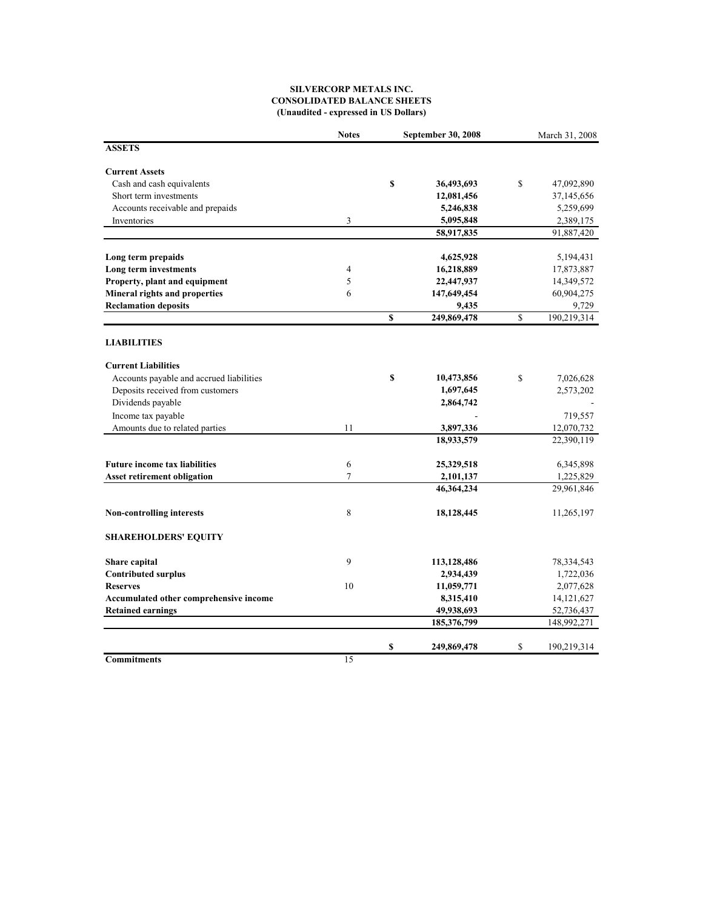**SILVERCORP METALS INC.**
**CONSOLIDATED BALANCE SHEETS**
**(Unaudited - expressed in US Dollars)**

| | Notes | September 30, 2008 | March 31, 2008 |
|---|---|---|---|
| **ASSETS** | | | |
| **Current Assets** | | | |
| Cash and cash equivalents | | $ 36,493,693 | $ 47,092,890 |
| Short term investments | | 12,081,456 | 37,145,656 |
| Accounts receivable and prepaids | | 5,246,838 | 5,259,699 |
| Inventories | 3 | 5,095,848 | 2,389,175 |
| | | 58,917,835 | 91,887,420 |
| **Long term prepaids** | | 4,625,928 | 5,194,431 |
| **Long term investments** | 4 | 16,218,889 | 17,873,887 |
| **Property, plant and equipment** | 5 | 22,447,937 | 14,349,572 |
| **Mineral rights and properties** | 6 | 147,649,454 | 60,904,275 |
| **Reclamation deposits** | | 9,435 | 9,729 |
| | | $ 249,869,478 | $ 190,219,314 |
| **LIABILITIES** | | | |
| **Current Liabilities** | | | |
| Accounts payable and accrued liabilities | | $ 10,473,856 | $ 7,026,628 |
| Deposits received from customers | | 1,697,645 | 2,573,202 |
| Dividends payable | | 2,864,742 | - |
| Income tax payable | | - | 719,557 |
| Amounts due to related parties | 11 | 3,897,336 | 12,070,732 |
| | | 18,933,579 | 22,390,119 |
| **Future income tax liabilities** | 6 | 25,329,518 | 6,345,898 |
| **Asset retirement obligation** | 7 | 2,101,137 | 1,225,829 |
| | | 46,364,234 | 29,961,846 |
| **Non-controlling interests** | 8 | 18,128,445 | 11,265,197 |
| **SHAREHOLDERS' EQUITY** | | | |
| **Share capital** | 9 | 113,128,486 | 78,334,543 |
| **Contributed surplus** | | 2,934,439 | 1,722,036 |
| **Reserves** | 10 | 11,059,771 | 2,077,628 |
| **Accumulated other comprehensive income** | | 8,315,410 | 14,121,627 |
| **Retained earnings** | | 49,938,693 | 52,736,437 |
| | | 185,376,799 | 148,992,271 |
| | | $ 249,869,478 | $ 190,219,314 |
| **Commitments** | 15 | | |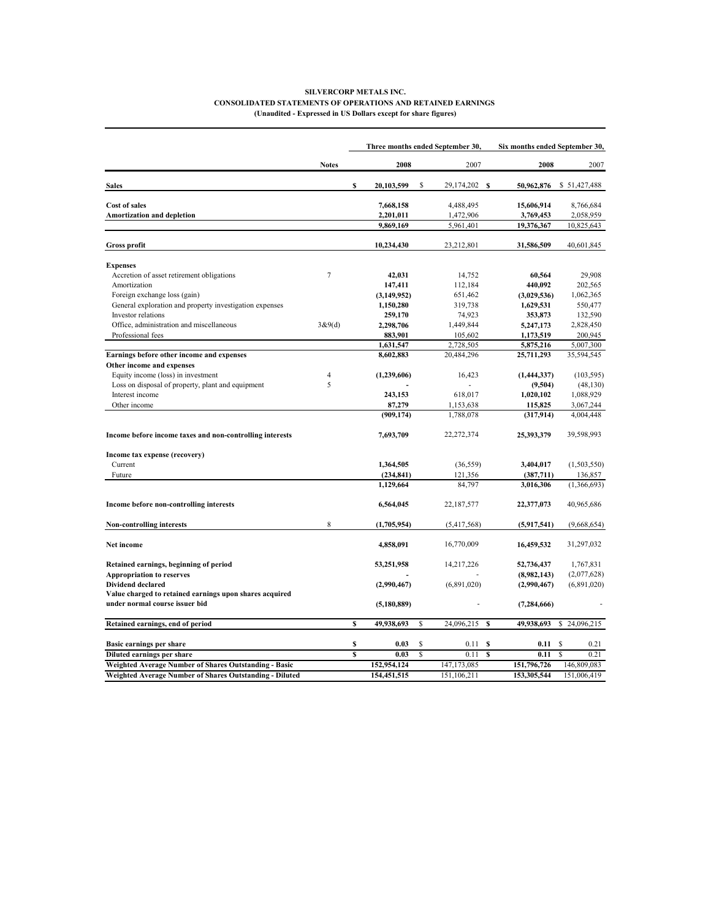**SILVERCORP METALS INC.**
**CONSOLIDATED STATEMENTS OF OPERATIONS AND RETAINED EARNINGS**
**(Unaudited - Expressed in US Dollars except for share figures)**

| | Notes | Three months ended September 30, 2008 | Three months ended September 30, 2007 | Six months ended September 30, 2008 | Six months ended September 30, 2007 |
|---|---|---|---|---|---|
| **Sales** | | **$ 20,103,599** | $ 29,174,202 | **$ 50,962,876** | $ 51,427,488 |
| **Cost of sales** | | **7,668,158** | 4,488,495 | **15,606,914** | 8,766,684 |
| **Amortization and depletion** | | **2,201,011** | 1,472,906 | **3,769,453** | 2,058,959 |
| | | **9,869,169** | 5,961,401 | **19,376,367** | 10,825,643 |
| **Gross profit** | | **10,234,430** | 23,212,801 | **31,586,509** | 40,601,845 |
| **Expenses** | | | | | |
| Accretion of asset retirement obligations | 7 | **42,031** | 14,752 | **60,564** | 29,908 |
| Amortization | | **147,411** | 112,184 | **440,092** | 202,565 |
| Foreign exchange loss (gain) | | **(3,149,952)** | 651,462 | **(3,029,536)** | 1,062,365 |
| General exploration and property investigation expenses | | **1,150,280** | 319,738 | **1,629,531** | 550,477 |
| Investor relations | | **259,170** | 74,923 | **353,873** | 132,590 |
| Office, administration and miscellaneous | 3&9(d) | **2,298,706** | 1,449,844 | **5,247,173** | 2,828,450 |
| Professional fees | | **883,901** | 105,602 | **1,173,519** | 200,945 |
| | | **1,631,547** | 2,728,505 | **5,875,216** | 5,007,300 |
| **Earnings before other income and expenses** | | **8,602,883** | 20,484,296 | **25,711,293** | 35,594,545 |
| **Other income and expenses** | | | | | |
| Equity income (loss) in investment | 4 | **(1,239,606)** | 16,423 | **(1,444,337)** | (103,595) |
| Loss on disposal of property, plant and equipment | 5 | **-** | - | **(9,504)** | (48,130) |
| Interest income | | **243,153** | 618,017 | **1,020,102** | 1,088,929 |
| Other income | | **87,279** | 1,153,638 | **115,825** | 3,067,244 |
| | | **(909,174)** | 1,788,078 | **(317,914)** | 4,004,448 |
| **Income before income taxes and non-controlling interests** | | **7,693,709** | 22,272,374 | **25,393,379** | 39,598,993 |
| **Income tax expense (recovery)** | | | | | |
| Current | | **1,364,505** | (36,559) | **3,404,017** | (1,503,550) |
| Future | | **(234,841)** | 121,356 | **(387,711)** | 136,857 |
| | | **1,129,664** | 84,797 | **3,016,306** | (1,366,693) |
| **Income before non-controlling interests** | | **6,564,045** | 22,187,577 | **22,377,073** | 40,965,686 |
| **Non-controlling interests** | 8 | **(1,705,954)** | (5,417,568) | **(5,917,541)** | (9,668,654) |
| **Net income** | | **4,858,091** | 16,770,009 | **16,459,532** | 31,297,032 |
| **Retained earnings, beginning of period** | | **53,251,958** | 14,217,226 | **52,736,437** | 1,767,831 |
| **Appropriation to reserves** | | **-** | - | **(8,982,143)** | (2,077,628) |
| **Dividend declared** | | **(2,990,467)** | (6,891,020) | **(2,990,467)** | (6,891,020) |
| **Value charged to retained earnings upon shares acquired under normal course issuer bid** | | **(5,180,889)** | - | **(7,284,666)** | - |
| **Retained earnings, end of period** | | **$ 49,938,693** | $ 24,096,215 | **$ 49,938,693** | $ 24,096,215 |
| **Basic earnings per share** | | **$ 0.03** | $ 0.11 | **$ 0.11** | $ 0.21 |
| **Diluted earnings per share** | | **$ 0.03** | $ 0.11 | **$ 0.11** | $ 0.21 |
| **Weighted Average Number of Shares Outstanding - Basic** | | **152,954,124** | 147,173,085 | **151,796,726** | 146,809,083 |
| **Weighted Average Number of Shares Outstanding - Diluted** | | **154,451,515** | 151,106,211 | **153,305,544** | 151,006,419 |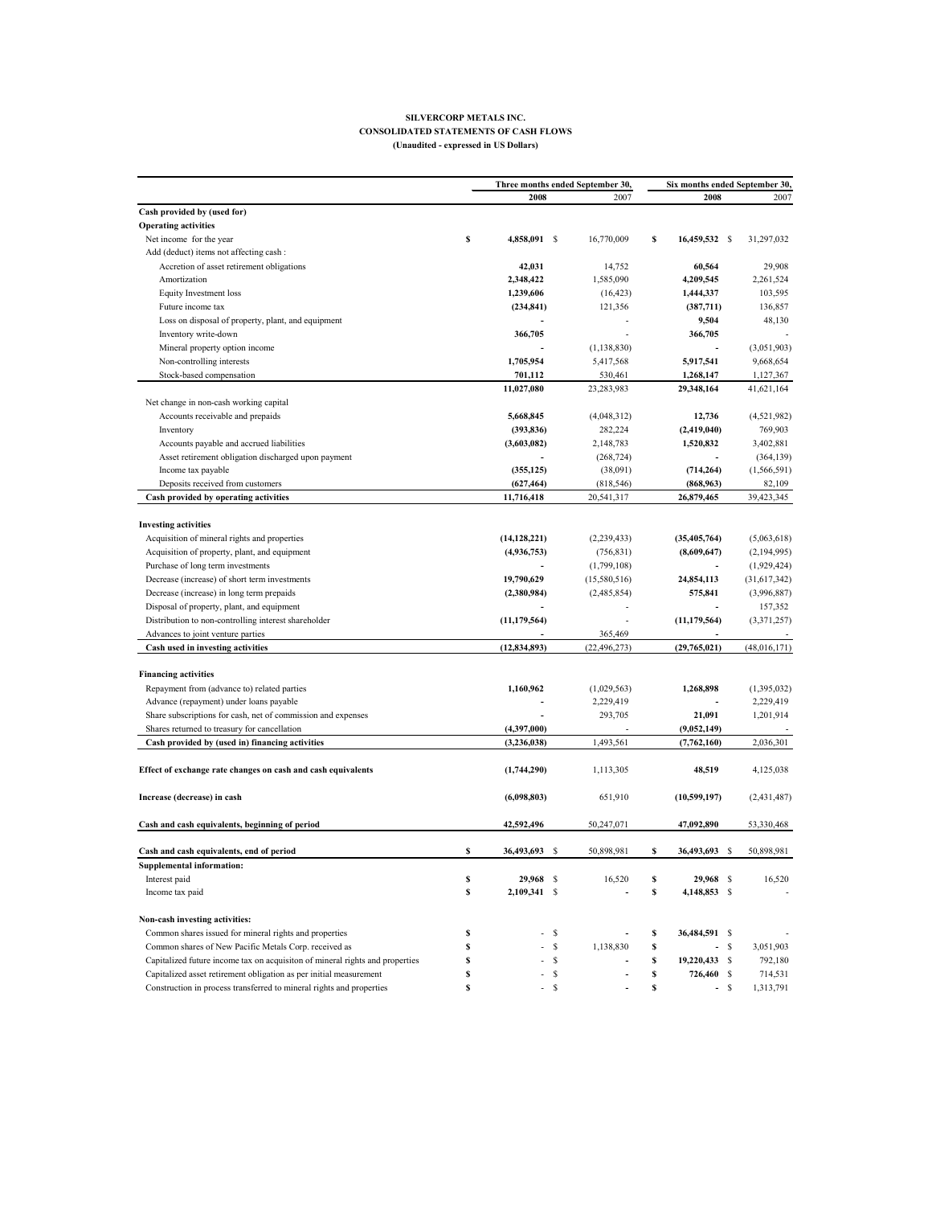**SILVERCORP METALS INC.**
**CONSOLIDATED STATEMENTS OF CASH FLOWS**
**(Unaudited - expressed in US Dollars)**

| | Three months ended September 30, | | Six months ended September 30, | |
|---|---|---|---|---|
| | **2008** | 2007 | **2008** | 2007 |
| **Cash provided by (used for)** | | | | |
| **Operating activities** | | | | |
| Net income for the year | $ **4,858,091** | $ 16,770,009 | $ **16,459,532** | $ 31,297,032 |
| Add (deduct) items not affecting cash : | | | | |
| Accretion of asset retirement obligations | **42,031** | 14,752 | **60,564** | 29,908 |
| Amortization | **2,348,422** | 1,585,090 | **4,209,545** | 2,261,524 |
| Equity Investment loss | **1,239,606** | (16,423) | **1,444,337** | 103,595 |
| Future income tax | **(234,841)** | 121,356 | **(387,711)** | 136,857 |
| Loss on disposal of property, plant, and equipment | **-** | - | **9,504** | 48,130 |
| Inventory write-down | **366,705** | - | **366,705** | - |
| Mineral property option income | **-** | (1,138,830) | **-** | (3,051,903) |
| Non-controlling interests | **1,705,954** | 5,417,568 | **5,917,541** | 9,668,654 |
| Stock-based compensation | **701,112** | 530,461 | **1,268,147** | 1,127,367 |
| | **11,027,080** | 23,283,983 | **29,348,164** | 41,621,164 |
| Net change in non-cash working capital | | | | |
| Accounts receivable and prepaids | **5,668,845** | (4,048,312) | **12,736** | (4,521,982) |
| Inventory | **(393,836)** | 282,224 | **(2,419,040)** | 769,903 |
| Accounts payable and accrued liabilities | **(3,603,082)** | 2,148,783 | **1,520,832** | 3,402,881 |
| Asset retirement obligation discharged upon payment | **-** | (268,724) | **-** | (364,139) |
| Income tax payable | **(355,125)** | (38,091) | **(714,264)** | (1,566,591) |
| Deposits received from customers | **(627,464)** | (818,546) | **(868,963)** | 82,109 |
| **Cash provided by operating activities** | **11,716,418** | 20,541,317 | **26,879,465** | 39,423,345 |
| | | | | |
| **Investing activities** | | | | |
| Acquisition of mineral rights and properties | **(14,128,221)** | (2,239,433) | **(35,405,764)** | (5,063,618) |
| Acquisition of property, plant, and equipment | **(4,936,753)** | (756,831) | **(8,609,647)** | (2,194,995) |
| Purchase of long term investments | **-** | (1,799,108) | **-** | (1,929,424) |
| Decrease (increase) of short term investments | **19,790,629** | (15,580,516) | **24,854,113** | (31,617,342) |
| Decrease (increase) in long term prepaids | **(2,380,984)** | (2,485,854) | **575,841** | (3,996,887) |
| Disposal of property, plant, and equipment | **-** | - | **-** | 157,352 |
| Distribution to non-controlling interest shareholder | **(11,179,564)** | - | **(11,179,564)** | (3,371,257) |
| Advances to joint venture parties | **-** | 365,469 | **-** | - |
| **Cash used in investing activities** | **(12,834,893)** | (22,496,273) | **(29,765,021)** | (48,016,171) |
| | | | | |
| **Financing activities** | | | | |
| Repayment from (advance to) related parties | **1,160,962** | (1,029,563) | **1,268,898** | (1,395,032) |
| Advance (repayment) under loans payable | **-** | 2,229,419 | **-** | 2,229,419 |
| Share subscriptions for cash, net of commission and expenses | **-** | 293,705 | **21,091** | 1,201,914 |
| Shares returned to treasury for cancellation | **(4,397,000)** | - | **(9,052,149)** | - |
| **Cash provided by (used in) financing activities** | **(3,236,038)** | 1,493,561 | **(7,762,160)** | 2,036,301 |
| | | | | |
| **Effect of exchange rate changes on cash and cash equivalents** | **(1,744,290)** | 1,113,305 | **48,519** | 4,125,038 |
| | | | | |
| **Increase (decrease) in cash** | **(6,098,803)** | 651,910 | **(10,599,197)** | (2,431,487) |
| | | | | |
| **Cash and cash equivalents, beginning of period** | **42,592,496** | 50,247,071 | **47,092,890** | 53,330,468 |
| | | | | |
| **Cash and cash equivalents, end of period** | $ **36,493,693** | $ 50,898,981 | $ **36,493,693** | $ 50,898,981 |
| **Supplemental information:** | | | | |
| Interest paid | $ **29,968** | $ 16,520 | $ **29,968** | $ 16,520 |
| Income tax paid | $ **2,109,341** | $ - | $ **4,148,853** | $ - |
| | | | | |
| **Non-cash investing activities:** | | | | |
| Common shares issued for mineral rights and properties | $ - | $ - | $ **36,484,591** | $ - |
| Common shares of New Pacific Metals Corp. received as | $ - | $ 1,138,830 | $ - | $ 3,051,903 |
| Capitalized future income tax on acquisiton of mineral rights and properties | $ - | $ - | $ **19,220,433** | $ 792,180 |
| Capitalized asset retirement obligation as per initial measurement | $ - | $ - | $ **726,460** | $ 714,531 |
| Construction in process transferred to mineral rights and properties | $ - | $ - | $ - | $ 1,313,791 |